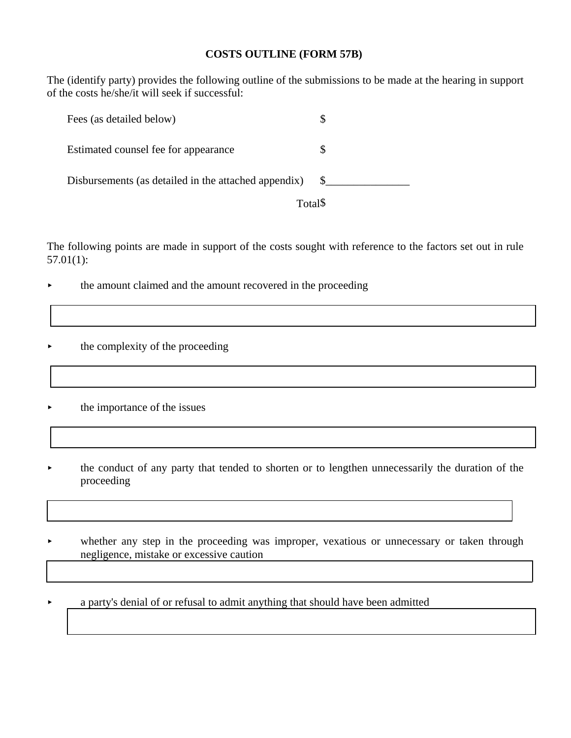# COSTS OUTLINE (FORM 57B)

The (identify party) provides the following outline of the submissions to be made at the hearing in support of the costs he/she/it will seek if successful:

| | |
|---|---|
| Fees (as detailed below) | $ |
| Estimated counsel fee for appearance | $ |
| Disbursements (as detailed in the attached appendix) | $_______________ |
| Total | $ |

The following points are made in support of the costs sought with reference to the factors set out in rule 57.01(1):

- the amount claimed and the amount recovered in the proceeding

- the complexity of the proceeding

- the importance of the issues

- the conduct of any party that tended to shorten or to lengthen unnecessarily the duration of the proceeding

- whether any step in the proceeding was improper, vexatious or unnecessary or taken through negligence, mistake or excessive caution

- a party's denial of or refusal to admit anything that should have been admitted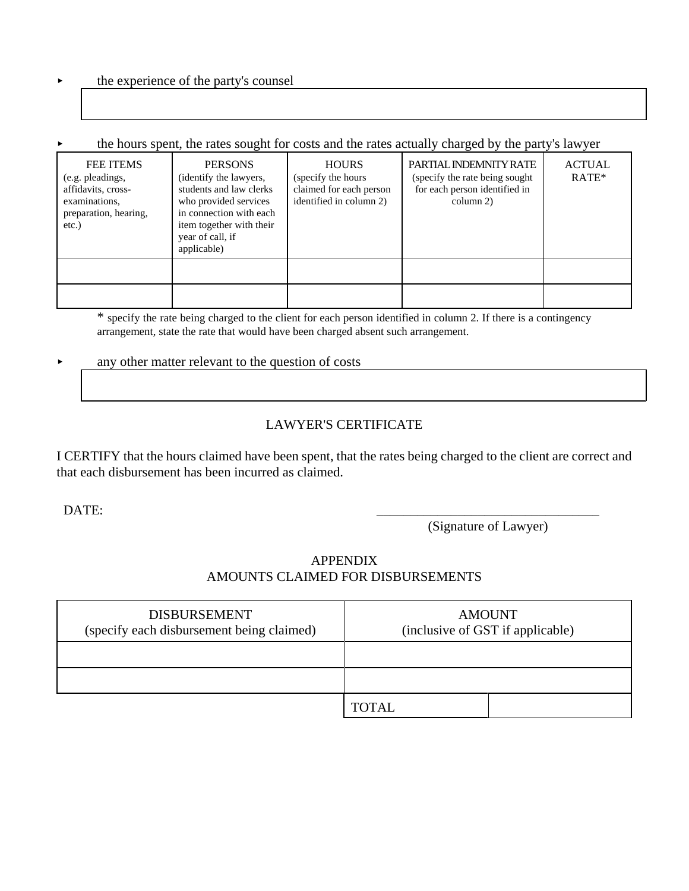- the experience of the party's counsel

| |
|---|
| |

- the hours spent, the rates sought for costs and the rates actually charged by the party's lawyer

| FEE ITEMS (e.g. pleadings, affidavits, cross-examinations, preparation, hearing, etc.) | PERSONS (identify the lawyers, students and law clerks who provided services in connection with each item together with their year of call, if applicable) | HOURS (specify the hours claimed for each person identified in column 2) | PARTIAL INDEMNITY RATE (specify the rate being sought for each person identified in column 2) | ACTUAL RATE* |
|---|---|---|---|---|
| | | | | |
| | | | | |

\* specify the rate being charged to the client for each person identified in column 2. If there is a contingency arrangement, state the rate that would have been charged absent such arrangement.

- any other matter relevant to the question of costs

| |
|---|
| |

## LAWYER'S CERTIFICATE

I CERTIFY that the hours claimed have been spent, that the rates being charged to the client are correct and that each disbursement has been incurred as claimed.

DATE:

_________________________________
(Signature of Lawyer)

## APPENDIX
## AMOUNTS CLAIMED FOR DISBURSEMENTS

| DISBURSEMENT (specify each disbursement being claimed) | AMOUNT (inclusive of GST if applicable) | |
|---|---|---|
| | | |
| | | |
| | TOTAL | |